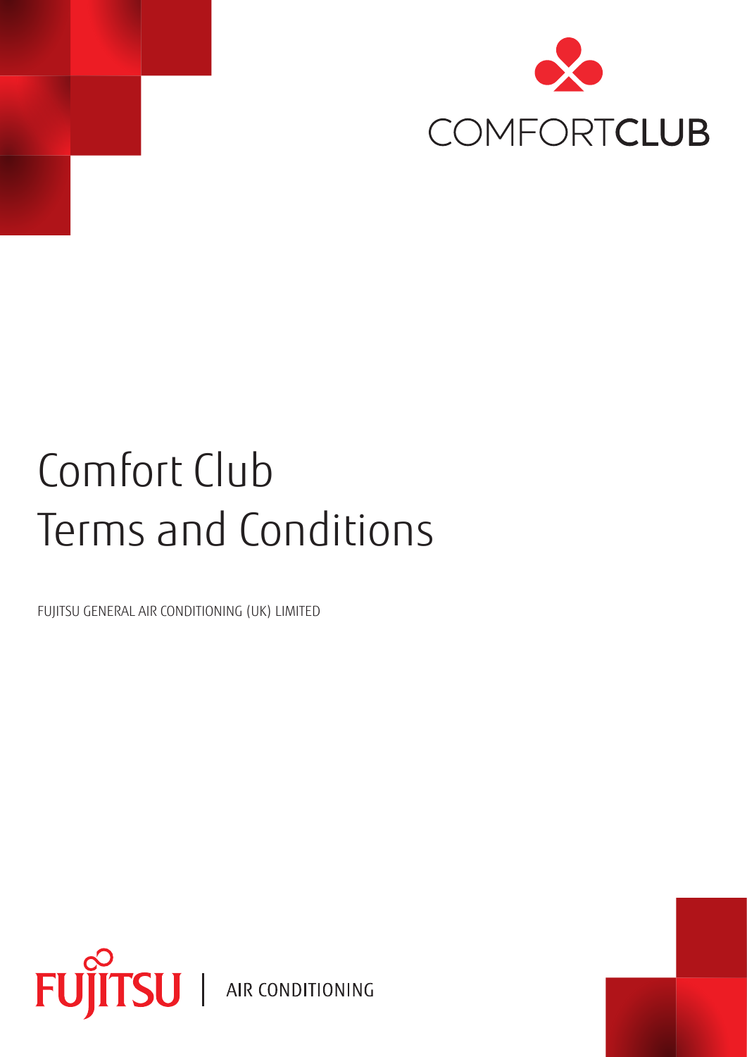COMFORTCLUB

# Comfort Club Terms and Conditions

FUJITSU GENERAL AIR CONDITIONING (UK) LIMITED

FUJITSU | AIR CONDITIONING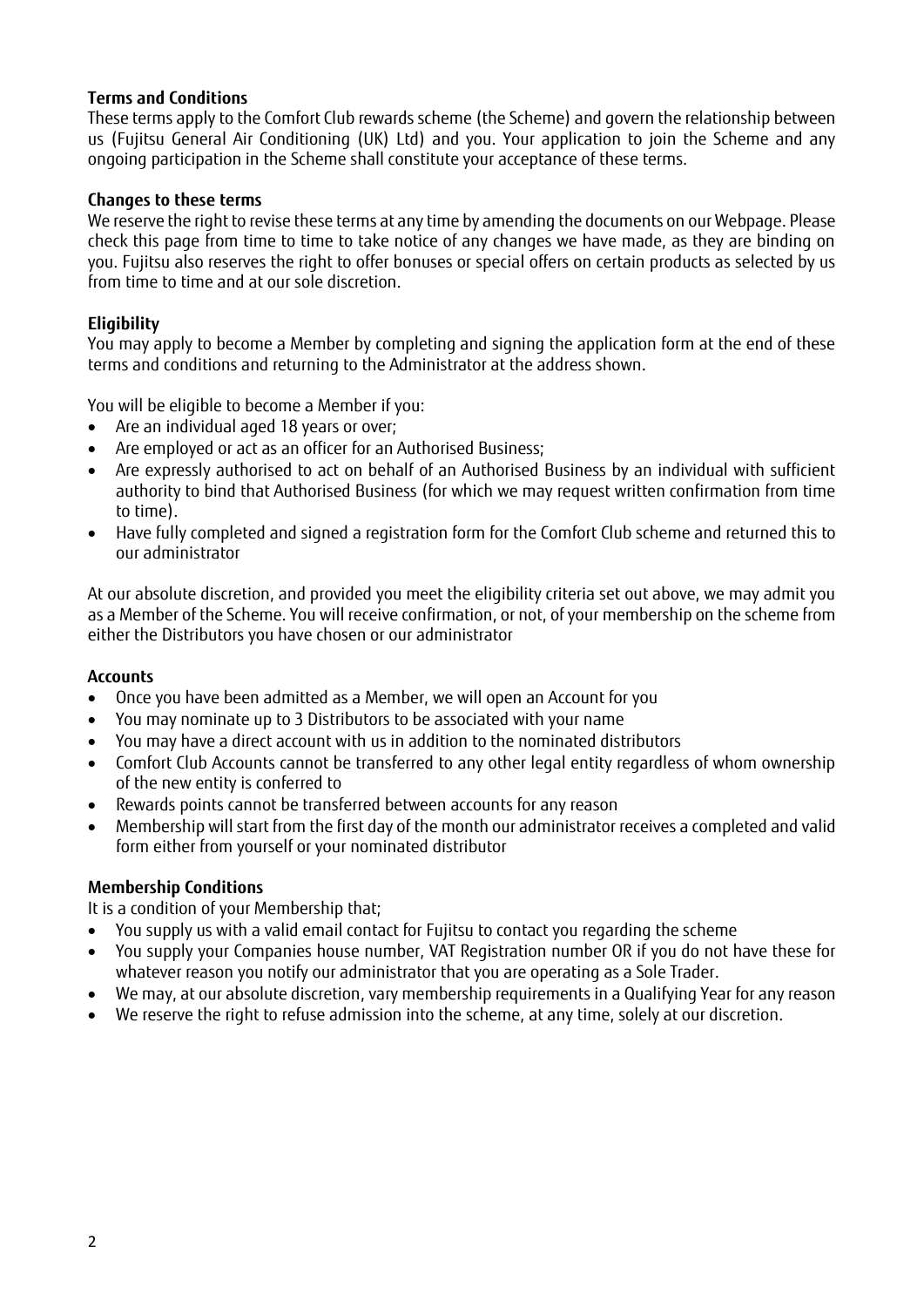## Terms and Conditions

These terms apply to the Comfort Club rewards scheme (the Scheme) and govern the relationship between us (Fujitsu General Air Conditioning (UK) Ltd) and you. Your application to join the Scheme and any ongoing participation in the Scheme shall constitute your acceptance of these terms.

## Changes to these terms

We reserve the right to revise these terms at any time by amending the documents on our Webpage. Please check this page from time to time to take notice of any changes we have made, as they are binding on you. Fujitsu also reserves the right to offer bonuses or special offers on certain products as selected by us from time to time and at our sole discretion.

## Eligibility

You may apply to become a Member by completing and signing the application form at the end of these terms and conditions and returning to the Administrator at the address shown.

You will be eligible to become a Member if you:

- Are an individual aged 18 years or over;
- Are employed or act as an officer for an Authorised Business;
- Are expressly authorised to act on behalf of an Authorised Business by an individual with sufficient authority to bind that Authorised Business (for which we may request written confirmation from time to time).
- Have fully completed and signed a registration form for the Comfort Club scheme and returned this to our administrator

At our absolute discretion, and provided you meet the eligibility criteria set out above, we may admit you as a Member of the Scheme. You will receive confirmation, or not, of your membership on the scheme from either the Distributors you have chosen or our administrator

## Accounts

- Once you have been admitted as a Member, we will open an Account for you
- You may nominate up to 3 Distributors to be associated with your name
- You may have a direct account with us in addition to the nominated distributors
- Comfort Club Accounts cannot be transferred to any other legal entity regardless of whom ownership of the new entity is conferred to
- Rewards points cannot be transferred between accounts for any reason
- Membership will start from the first day of the month our administrator receives a completed and valid form either from yourself or your nominated distributor

## Membership Conditions

It is a condition of your Membership that;

- You supply us with a valid email contact for Fujitsu to contact you regarding the scheme
- You supply your Companies house number, VAT Registration number OR if you do not have these for whatever reason you notify our administrator that you are operating as a Sole Trader.
- We may, at our absolute discretion, vary membership requirements in a Qualifying Year for any reason
- We reserve the right to refuse admission into the scheme, at any time, solely at our discretion.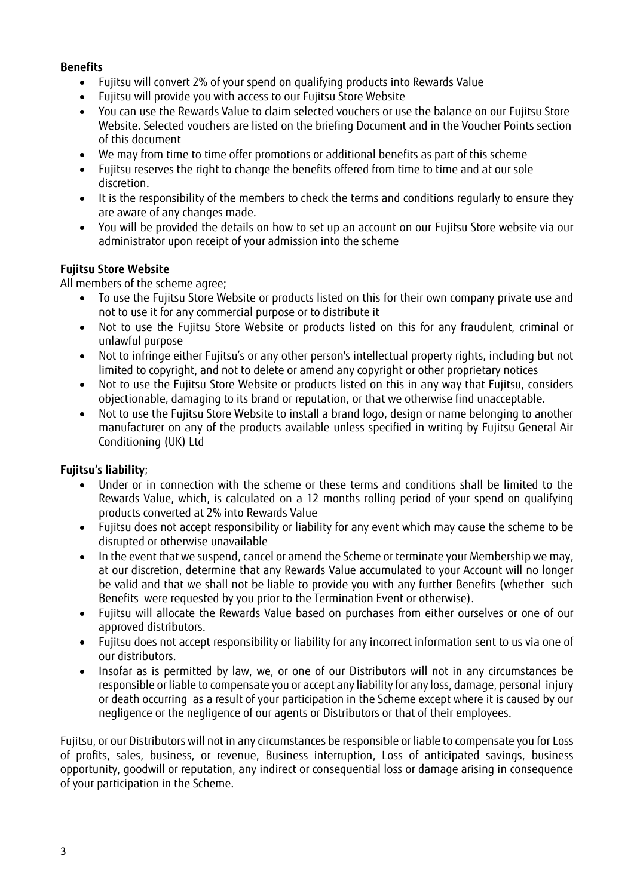**Benefits**

- Fujitsu will convert 2% of your spend on qualifying products into Rewards Value
- Fujitsu will provide you with access to our Fujitsu Store Website
- You can use the Rewards Value to claim selected vouchers or use the balance on our Fujitsu Store Website. Selected vouchers are listed on the briefing Document and in the Voucher Points section of this document
- We may from time to time offer promotions or additional benefits as part of this scheme
- Fujitsu reserves the right to change the benefits offered from time to time and at our sole discretion.
- It is the responsibility of the members to check the terms and conditions regularly to ensure they are aware of any changes made.
- You will be provided the details on how to set up an account on our Fujitsu Store website via our administrator upon receipt of your admission into the scheme

**Fujitsu Store Website**

All members of the scheme agree;

- To use the Fujitsu Store Website or products listed on this for their own company private use and not to use it for any commercial purpose or to distribute it
- Not to use the Fujitsu Store Website or products listed on this for any fraudulent, criminal or unlawful purpose
- Not to infringe either Fujitsu's or any other person's intellectual property rights, including but not limited to copyright, and not to delete or amend any copyright or other proprietary notices
- Not to use the Fujitsu Store Website or products listed on this in any way that Fujitsu, considers objectionable, damaging to its brand or reputation, or that we otherwise find unacceptable.
- Not to use the Fujitsu Store Website to install a brand logo, design or name belonging to another manufacturer on any of the products available unless specified in writing by Fujitsu General Air Conditioning (UK) Ltd

**Fujitsu's liability**;

- Under or in connection with the scheme or these terms and conditions shall be limited to the Rewards Value, which, is calculated on a 12 months rolling period of your spend on qualifying products converted at 2% into Rewards Value
- Fujitsu does not accept responsibility or liability for any event which may cause the scheme to be disrupted or otherwise unavailable
- In the event that we suspend, cancel or amend the Scheme or terminate your Membership we may, at our discretion, determine that any Rewards Value accumulated to your Account will no longer be valid and that we shall not be liable to provide you with any further Benefits (whether such Benefits were requested by you prior to the Termination Event or otherwise).
- Fujitsu will allocate the Rewards Value based on purchases from either ourselves or one of our approved distributors.
- Fujitsu does not accept responsibility or liability for any incorrect information sent to us via one of our distributors.
- Insofar as is permitted by law, we, or one of our Distributors will not in any circumstances be responsible or liable to compensate you or accept any liability for any loss, damage, personal injury or death occurring as a result of your participation in the Scheme except where it is caused by our negligence or the negligence of our agents or Distributors or that of their employees.

Fujitsu, or our Distributors will not in any circumstances be responsible or liable to compensate you for Loss of profits, sales, business, or revenue, Business interruption, Loss of anticipated savings, business opportunity, goodwill or reputation, any indirect or consequential loss or damage arising in consequence of your participation in the Scheme.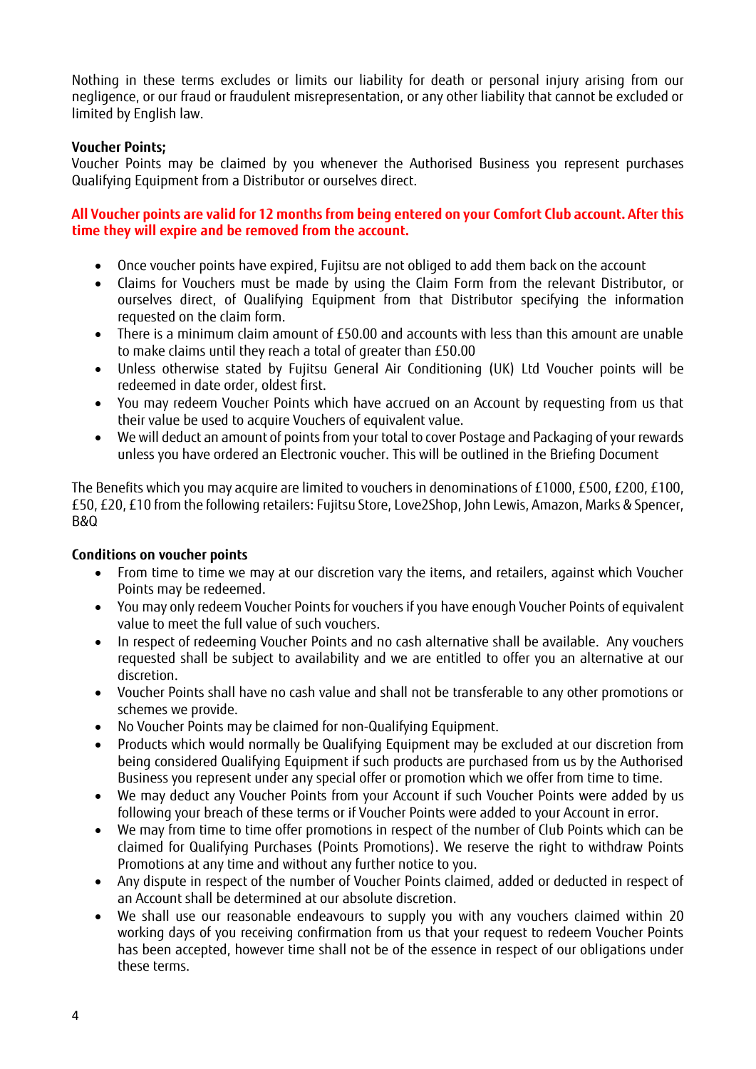Nothing in these terms excludes or limits our liability for death or personal injury arising from our negligence, or our fraud or fraudulent misrepresentation, or any other liability that cannot be excluded or limited by English law.

**Voucher Points;**

Voucher Points may be claimed by you whenever the Authorised Business you represent purchases Qualifying Equipment from a Distributor or ourselves direct.

**All Voucher points are valid for 12 months from being entered on your Comfort Club account. After this time they will expire and be removed from the account.**

- Once voucher points have expired, Fujitsu are not obliged to add them back on the account
- Claims for Vouchers must be made by using the Claim Form from the relevant Distributor, or ourselves direct, of Qualifying Equipment from that Distributor specifying the information requested on the claim form.
- There is a minimum claim amount of £50.00 and accounts with less than this amount are unable to make claims until they reach a total of greater than £50.00
- Unless otherwise stated by Fujitsu General Air Conditioning (UK) Ltd Voucher points will be redeemed in date order, oldest first.
- You may redeem Voucher Points which have accrued on an Account by requesting from us that their value be used to acquire Vouchers of equivalent value.
- We will deduct an amount of points from your total to cover Postage and Packaging of your rewards unless you have ordered an Electronic voucher. This will be outlined in the Briefing Document

The Benefits which you may acquire are limited to vouchers in denominations of £1000, £500, £200, £100, £50, £20, £10 from the following retailers: Fujitsu Store, Love2Shop, John Lewis, Amazon, Marks & Spencer, B&Q

**Conditions on voucher points**

- From time to time we may at our discretion vary the items, and retailers, against which Voucher Points may be redeemed.
- You may only redeem Voucher Points for vouchers if you have enough Voucher Points of equivalent value to meet the full value of such vouchers.
- In respect of redeeming Voucher Points and no cash alternative shall be available. Any vouchers requested shall be subject to availability and we are entitled to offer you an alternative at our discretion.
- Voucher Points shall have no cash value and shall not be transferable to any other promotions or schemes we provide.
- No Voucher Points may be claimed for non-Qualifying Equipment.
- Products which would normally be Qualifying Equipment may be excluded at our discretion from being considered Qualifying Equipment if such products are purchased from us by the Authorised Business you represent under any special offer or promotion which we offer from time to time.
- We may deduct any Voucher Points from your Account if such Voucher Points were added by us following your breach of these terms or if Voucher Points were added to your Account in error.
- We may from time to time offer promotions in respect of the number of Club Points which can be claimed for Qualifying Purchases (Points Promotions). We reserve the right to withdraw Points Promotions at any time and without any further notice to you.
- Any dispute in respect of the number of Voucher Points claimed, added or deducted in respect of an Account shall be determined at our absolute discretion.
- We shall use our reasonable endeavours to supply you with any vouchers claimed within 20 working days of you receiving confirmation from us that your request to redeem Voucher Points has been accepted, however time shall not be of the essence in respect of our obligations under these terms.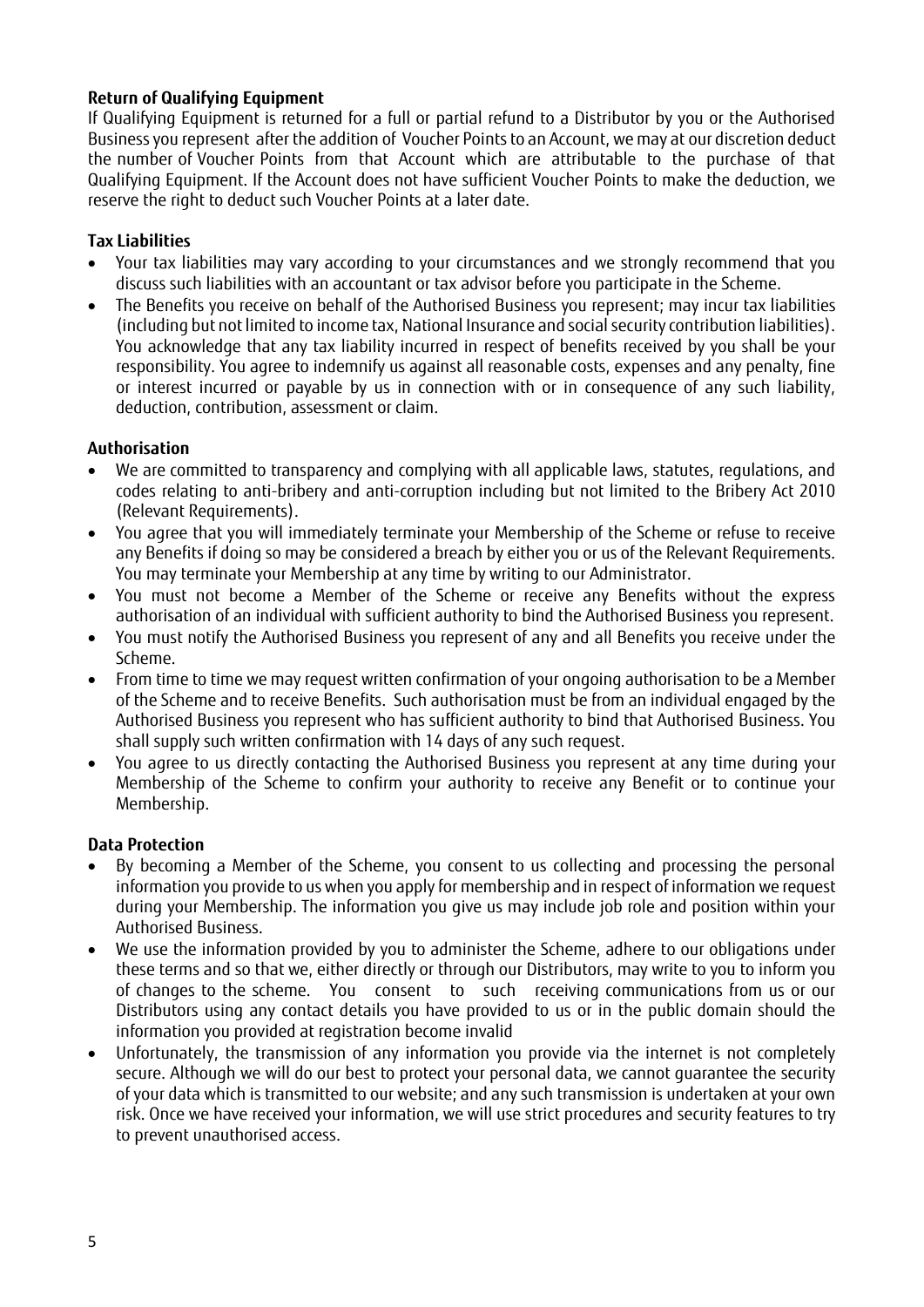**Return of Qualifying Equipment**

If Qualifying Equipment is returned for a full or partial refund to a Distributor by you or the Authorised Business you represent after the addition of Voucher Points to an Account, we may at our discretion deduct the number of Voucher Points from that Account which are attributable to the purchase of that Qualifying Equipment. If the Account does not have sufficient Voucher Points to make the deduction, we reserve the right to deduct such Voucher Points at a later date.

**Tax Liabilities**

- Your tax liabilities may vary according to your circumstances and we strongly recommend that you discuss such liabilities with an accountant or tax advisor before you participate in the Scheme.
- The Benefits you receive on behalf of the Authorised Business you represent; may incur tax liabilities (including but not limited to income tax, National Insurance and social security contribution liabilities). You acknowledge that any tax liability incurred in respect of benefits received by you shall be your responsibility. You agree to indemnify us against all reasonable costs, expenses and any penalty, fine or interest incurred or payable by us in connection with or in consequence of any such liability, deduction, contribution, assessment or claim.

**Authorisation**

- We are committed to transparency and complying with all applicable laws, statutes, regulations, and codes relating to anti-bribery and anti-corruption including but not limited to the Bribery Act 2010 (Relevant Requirements).
- You agree that you will immediately terminate your Membership of the Scheme or refuse to receive any Benefits if doing so may be considered a breach by either you or us of the Relevant Requirements. You may terminate your Membership at any time by writing to our Administrator.
- You must not become a Member of the Scheme or receive any Benefits without the express authorisation of an individual with sufficient authority to bind the Authorised Business you represent.
- You must notify the Authorised Business you represent of any and all Benefits you receive under the Scheme.
- From time to time we may request written confirmation of your ongoing authorisation to be a Member of the Scheme and to receive Benefits. Such authorisation must be from an individual engaged by the Authorised Business you represent who has sufficient authority to bind that Authorised Business. You shall supply such written confirmation with 14 days of any such request.
- You agree to us directly contacting the Authorised Business you represent at any time during your Membership of the Scheme to confirm your authority to receive any Benefit or to continue your Membership.

**Data Protection**

- By becoming a Member of the Scheme, you consent to us collecting and processing the personal information you provide to us when you apply for membership and in respect of information we request during your Membership. The information you give us may include job role and position within your Authorised Business.
- We use the information provided by you to administer the Scheme, adhere to our obligations under these terms and so that we, either directly or through our Distributors, may write to you to inform you of changes to the scheme. You consent to such receiving communications from us or our Distributors using any contact details you have provided to us or in the public domain should the information you provided at registration become invalid
- Unfortunately, the transmission of any information you provide via the internet is not completely secure. Although we will do our best to protect your personal data, we cannot guarantee the security of your data which is transmitted to our website; and any such transmission is undertaken at your own risk. Once we have received your information, we will use strict procedures and security features to try to prevent unauthorised access.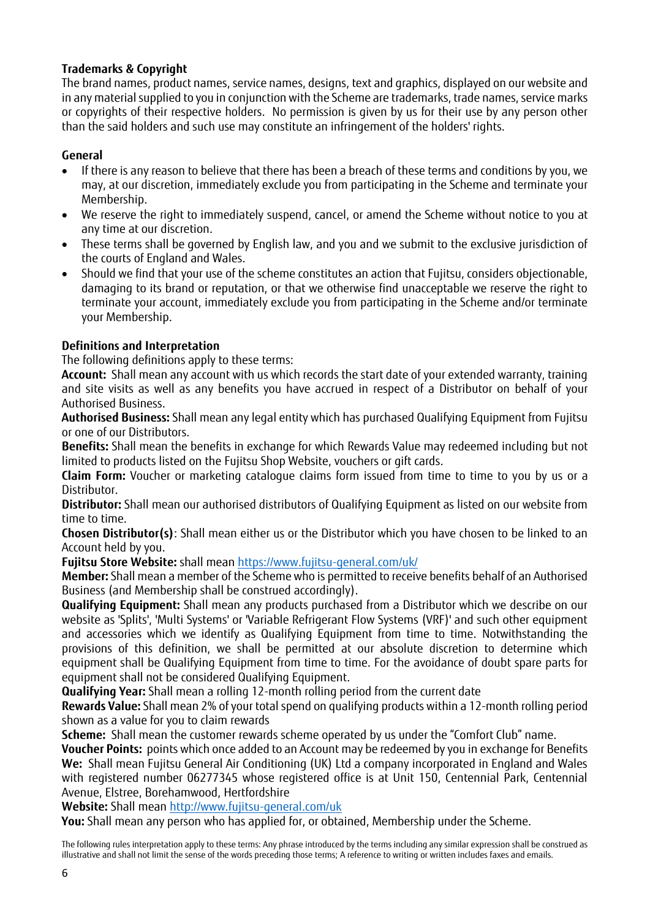**Trademarks & Copyright**

The brand names, product names, service names, designs, text and graphics, displayed on our website and in any material supplied to you in conjunction with the Scheme are trademarks, trade names, service marks or copyrights of their respective holders. No permission is given by us for their use by any person other than the said holders and such use may constitute an infringement of the holders' rights.

**General**

- If there is any reason to believe that there has been a breach of these terms and conditions by you, we may, at our discretion, immediately exclude you from participating in the Scheme and terminate your Membership.
- We reserve the right to immediately suspend, cancel, or amend the Scheme without notice to you at any time at our discretion.
- These terms shall be governed by English law, and you and we submit to the exclusive jurisdiction of the courts of England and Wales.
- Should we find that your use of the scheme constitutes an action that Fujitsu, considers objectionable, damaging to its brand or reputation, or that we otherwise find unacceptable we reserve the right to terminate your account, immediately exclude you from participating in the Scheme and/or terminate your Membership.

**Definitions and Interpretation**

The following definitions apply to these terms:

**Account:** Shall mean any account with us which records the start date of your extended warranty, training and site visits as well as any benefits you have accrued in respect of a Distributor on behalf of your Authorised Business.

**Authorised Business:** Shall mean any legal entity which has purchased Qualifying Equipment from Fujitsu or one of our Distributors.

**Benefits:** Shall mean the benefits in exchange for which Rewards Value may redeemed including but not limited to products listed on the Fujitsu Shop Website, vouchers or gift cards.

**Claim Form:** Voucher or marketing catalogue claims form issued from time to time to you by us or a Distributor.

**Distributor:** Shall mean our authorised distributors of Qualifying Equipment as listed on our website from time to time.

**Chosen Distributor(s)**: Shall mean either us or the Distributor which you have chosen to be linked to an Account held by you.

**Fujitsu Store Website:** shall mean https://www.fujitsu-general.com/uk/

**Member:** Shall mean a member of the Scheme who is permitted to receive benefits behalf of an Authorised Business (and Membership shall be construed accordingly).

**Qualifying Equipment:** Shall mean any products purchased from a Distributor which we describe on our website as 'Splits', 'Multi Systems' or 'Variable Refrigerant Flow Systems (VRF)' and such other equipment and accessories which we identify as Qualifying Equipment from time to time. Notwithstanding the provisions of this definition, we shall be permitted at our absolute discretion to determine which equipment shall be Qualifying Equipment from time to time. For the avoidance of doubt spare parts for equipment shall not be considered Qualifying Equipment.

**Qualifying Year:** Shall mean a rolling 12-month rolling period from the current date

**Rewards Value:** Shall mean 2% of your total spend on qualifying products within a 12-month rolling period shown as a value for you to claim rewards

**Scheme:** Shall mean the customer rewards scheme operated by us under the "Comfort Club" name.

**Voucher Points:** points which once added to an Account may be redeemed by you in exchange for Benefits

**We:** Shall mean Fujitsu General Air Conditioning (UK) Ltd a company incorporated in England and Wales with registered number 06277345 whose registered office is at Unit 150, Centennial Park, Centennial Avenue, Elstree, Borehamwood, Hertfordshire

**Website:** Shall mean http://www.fujitsu-general.com/uk

**You:** Shall mean any person who has applied for, or obtained, Membership under the Scheme.

The following rules interpretation apply to these terms: Any phrase introduced by the terms including any similar expression shall be construed as illustrative and shall not limit the sense of the words preceding those terms; A reference to writing or written includes faxes and emails.